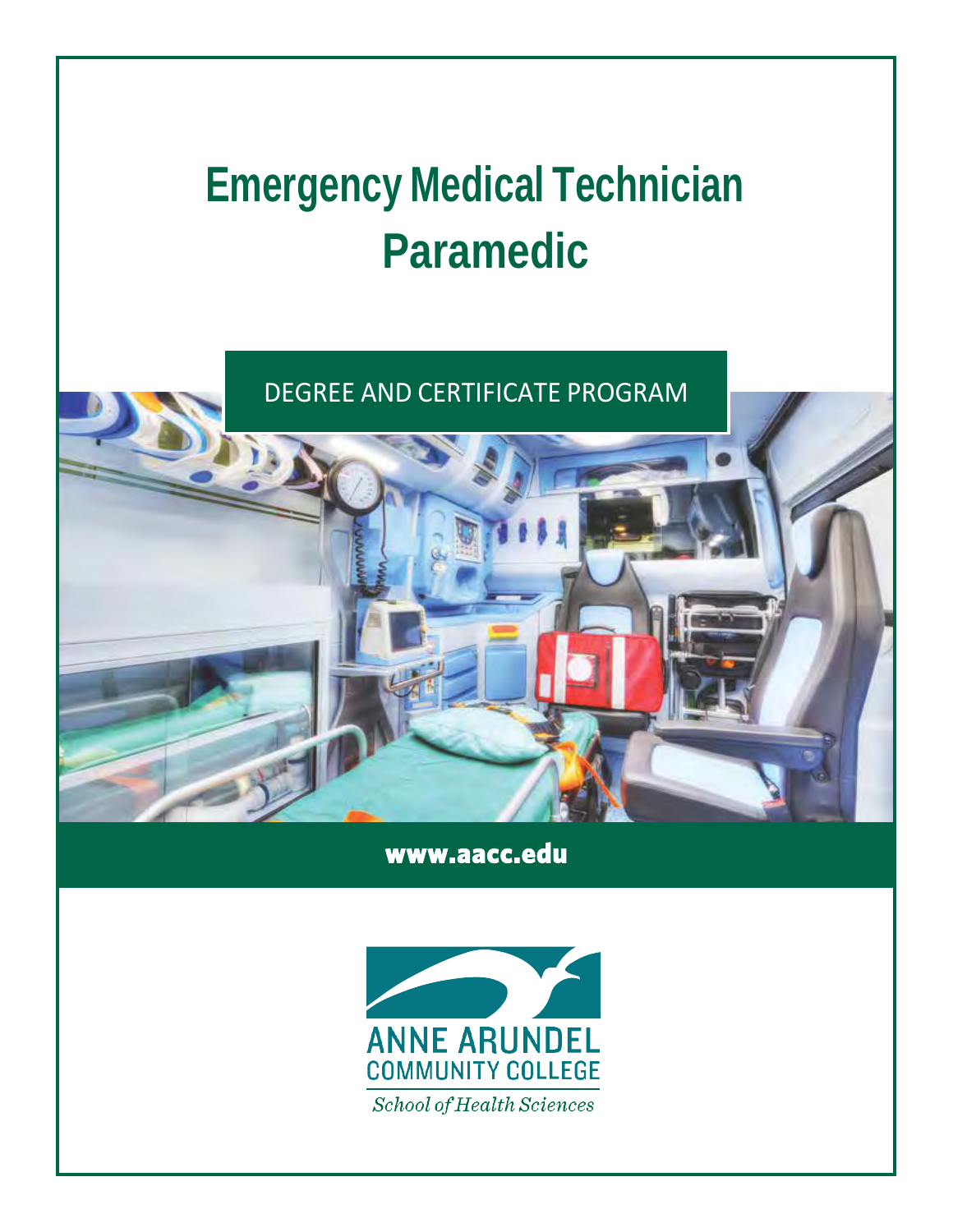# Emergency Medical Technician Paramedic

DEGREE AND CERTIFICATE PROGRAM

**www.aacc.edu**

ANNE ARUNDEL
COMMUNITY COLLEGE

*School of Health Sciences*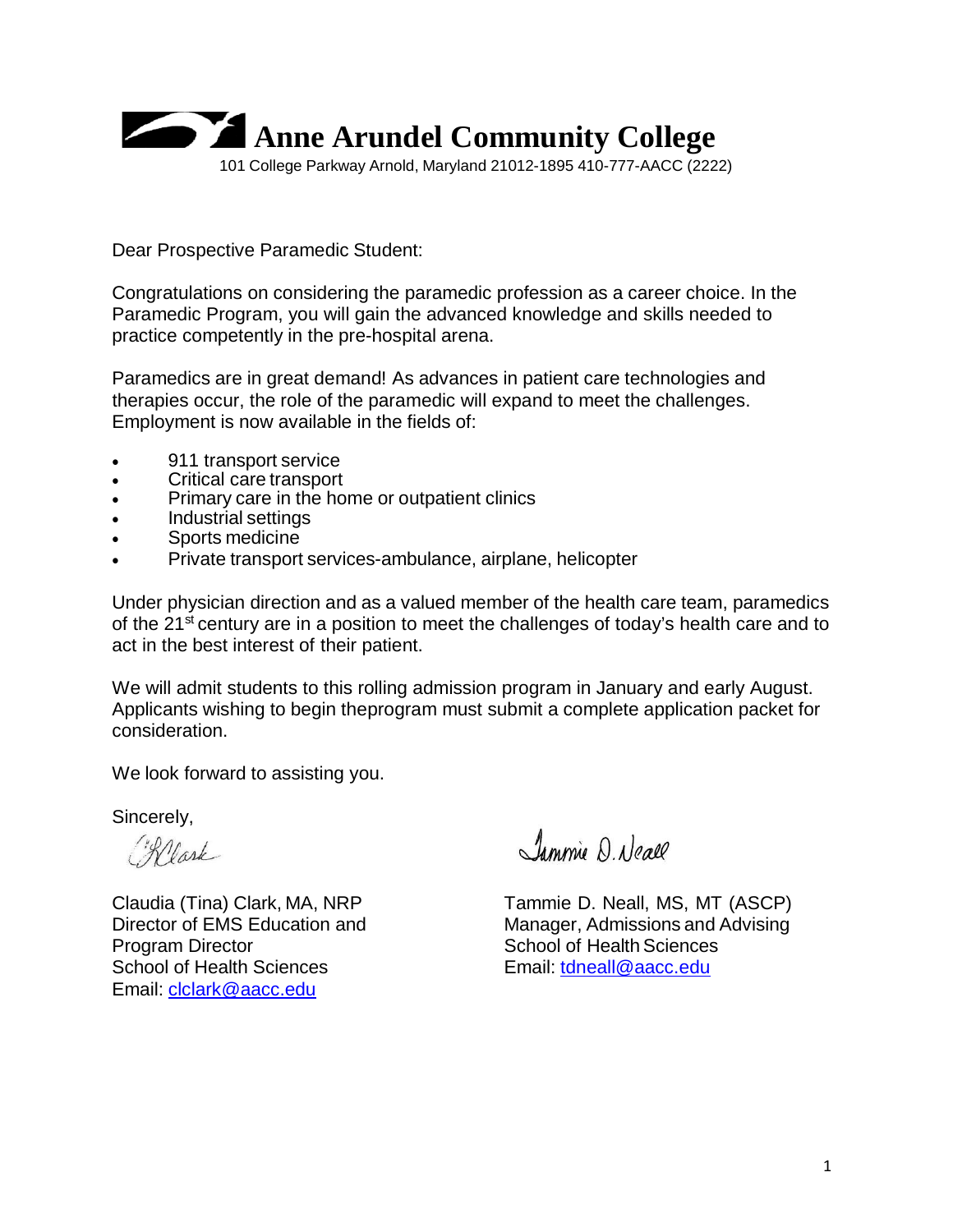# Anne Arundel Community College

101 College Parkway Arnold, Maryland 21012-1895 410-777-AACC (2222)

Dear Prospective Paramedic Student:

Congratulations on considering the paramedic profession as a career choice. In the Paramedic Program, you will gain the advanced knowledge and skills needed to practice competently in the pre-hospital arena.

Paramedics are in great demand! As advances in patient care technologies and therapies occur, the role of the paramedic will expand to meet the challenges. Employment is now available in the fields of:

- 911 transport service
- Critical care transport
- Primary care in the home or outpatient clinics
- Industrial settings
- Sports medicine
- Private transport services-ambulance, airplane, helicopter

Under physician direction and as a valued member of the health care team, paramedics of the 21st century are in a position to meet the challenges of today's health care and to act in the best interest of their patient.

We will admit students to this rolling admission program in January and early August. Applicants wishing to begin theprogram must submit a complete application packet for consideration.

We look forward to assisting you.

Sincerely,

Claudia (Tina) Clark, MA, NRP
Director of EMS Education and
Program Director
School of Health Sciences
Email: clclark@aacc.edu

Tammie D. Neall, MS, MT (ASCP)
Manager, Admissions and Advising
School of Health Sciences
Email: tdneall@aacc.edu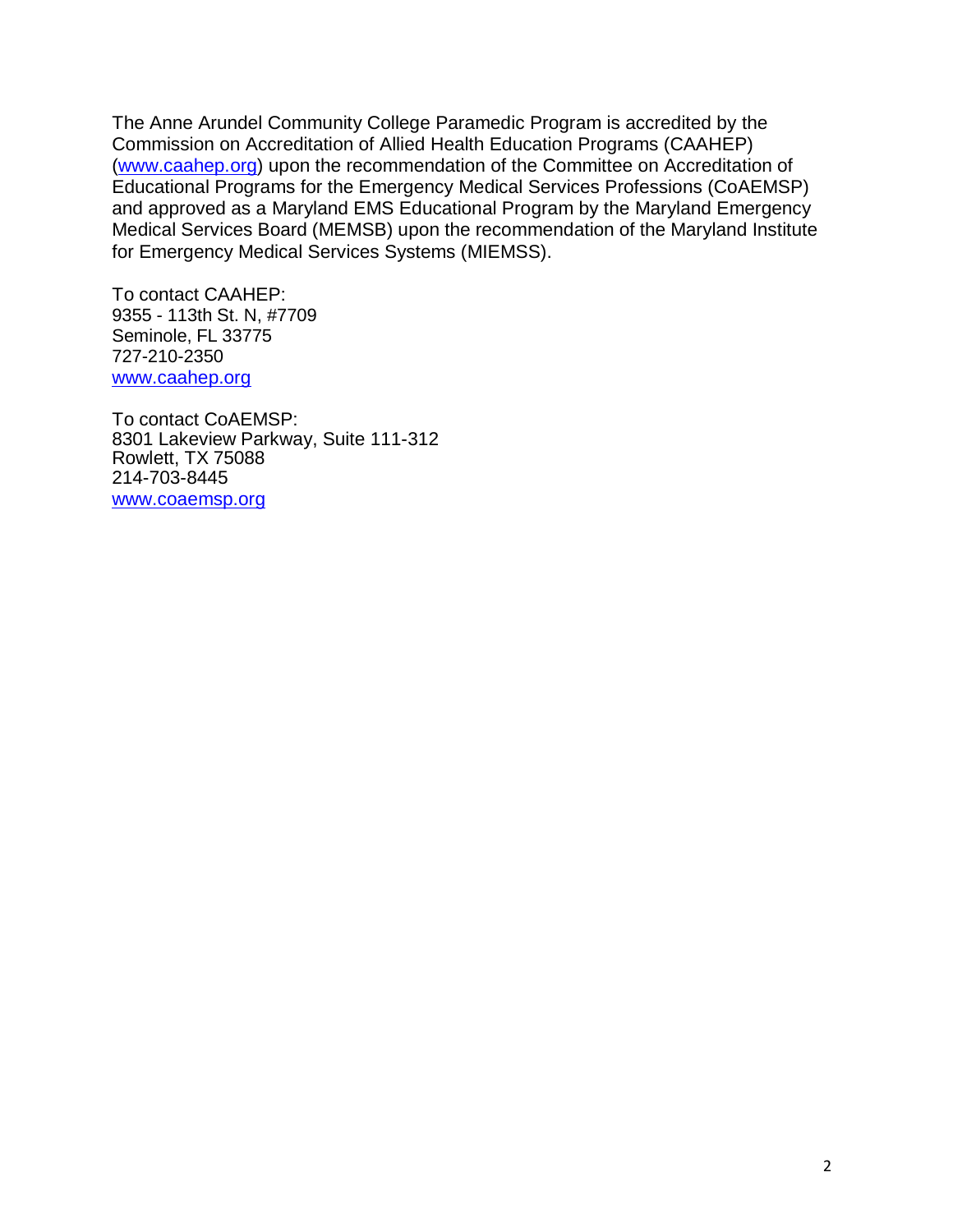The Anne Arundel Community College Paramedic Program is accredited by the Commission on Accreditation of Allied Health Education Programs (CAAHEP) (www.caahep.org) upon the recommendation of the Committee on Accreditation of Educational Programs for the Emergency Medical Services Professions (CoAEMSP) and approved as a Maryland EMS Educational Program by the Maryland Emergency Medical Services Board (MEMSB) upon the recommendation of the Maryland Institute for Emergency Medical Services Systems (MIEMSS).

To contact CAAHEP:  
9355 - 113th St. N, #7709  
Seminole, FL 33775  
727-210-2350  
www.caahep.org

To contact CoAEMSP:  
8301 Lakeview Parkway, Suite 111-312  
Rowlett, TX 75088  
214-703-8445  
www.coaemsp.org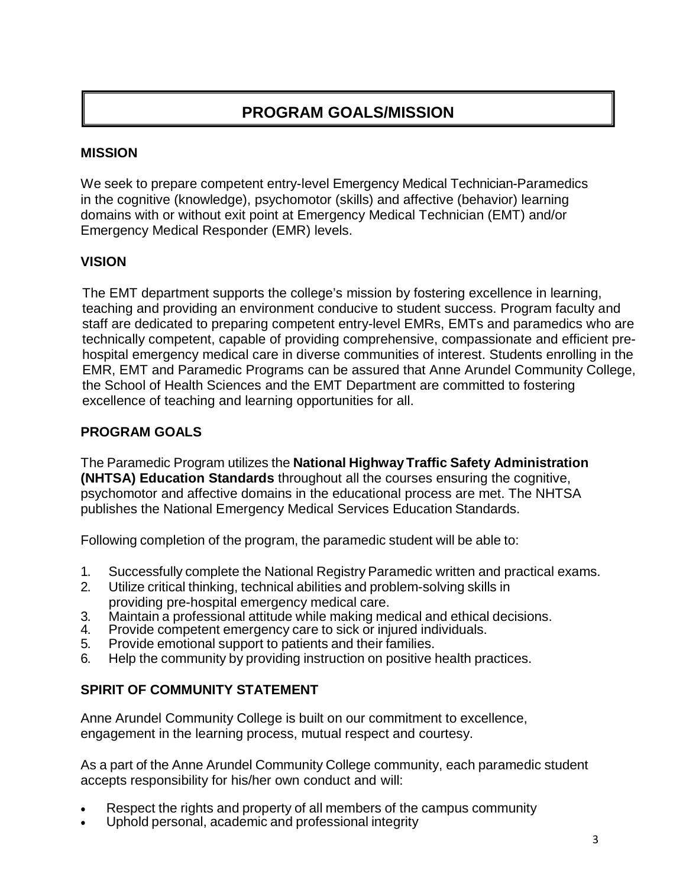# PROGRAM GOALS/MISSION

## MISSION

We seek to prepare competent entry-level Emergency Medical Technician-Paramedics in the cognitive (knowledge), psychomotor (skills) and affective (behavior) learning domains with or without exit point at Emergency Medical Technician (EMT) and/or Emergency Medical Responder (EMR) levels.

## VISION

The EMT department supports the college's mission by fostering excellence in learning, teaching and providing an environment conducive to student success. Program faculty and staff are dedicated to preparing competent entry-level EMRs, EMTs and paramedics who are technically competent, capable of providing comprehensive, compassionate and efficient pre-hospital emergency medical care in diverse communities of interest. Students enrolling in the EMR, EMT and Paramedic Programs can be assured that Anne Arundel Community College, the School of Health Sciences and the EMT Department are committed to fostering excellence of teaching and learning opportunities for all.

## PROGRAM GOALS

The Paramedic Program utilizes the **National Highway Traffic Safety Administration (NHTSA) Education Standards** throughout all the courses ensuring the cognitive, psychomotor and affective domains in the educational process are met. The NHTSA publishes the National Emergency Medical Services Education Standards.

Following completion of the program, the paramedic student will be able to:

1. Successfully complete the National Registry Paramedic written and practical exams.
2. Utilize critical thinking, technical abilities and problem-solving skills in providing pre-hospital emergency medical care.
3. Maintain a professional attitude while making medical and ethical decisions.
4. Provide competent emergency care to sick or injured individuals.
5. Provide emotional support to patients and their families.
6. Help the community by providing instruction on positive health practices.

## SPIRIT OF COMMUNITY STATEMENT

Anne Arundel Community College is built on our commitment to excellence, engagement in the learning process, mutual respect and courtesy.

As a part of the Anne Arundel Community College community, each paramedic student accepts responsibility for his/her own conduct and will:

- Respect the rights and property of all members of the campus community
- Uphold personal, academic and professional integrity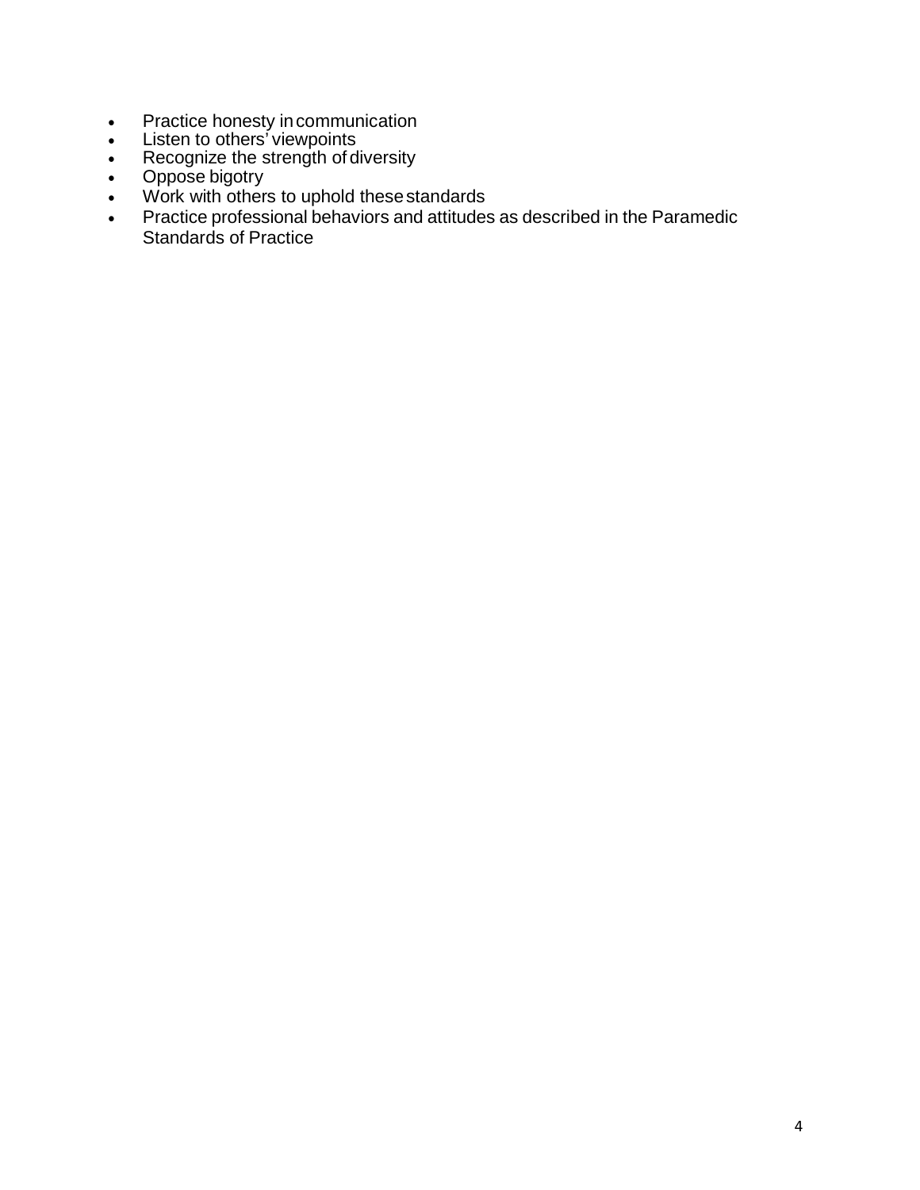- Practice honesty in communication
- Listen to others' viewpoints
- Recognize the strength of diversity
- Oppose bigotry
- Work with others to uphold these standards
- Practice professional behaviors and attitudes as described in the Paramedic Standards of Practice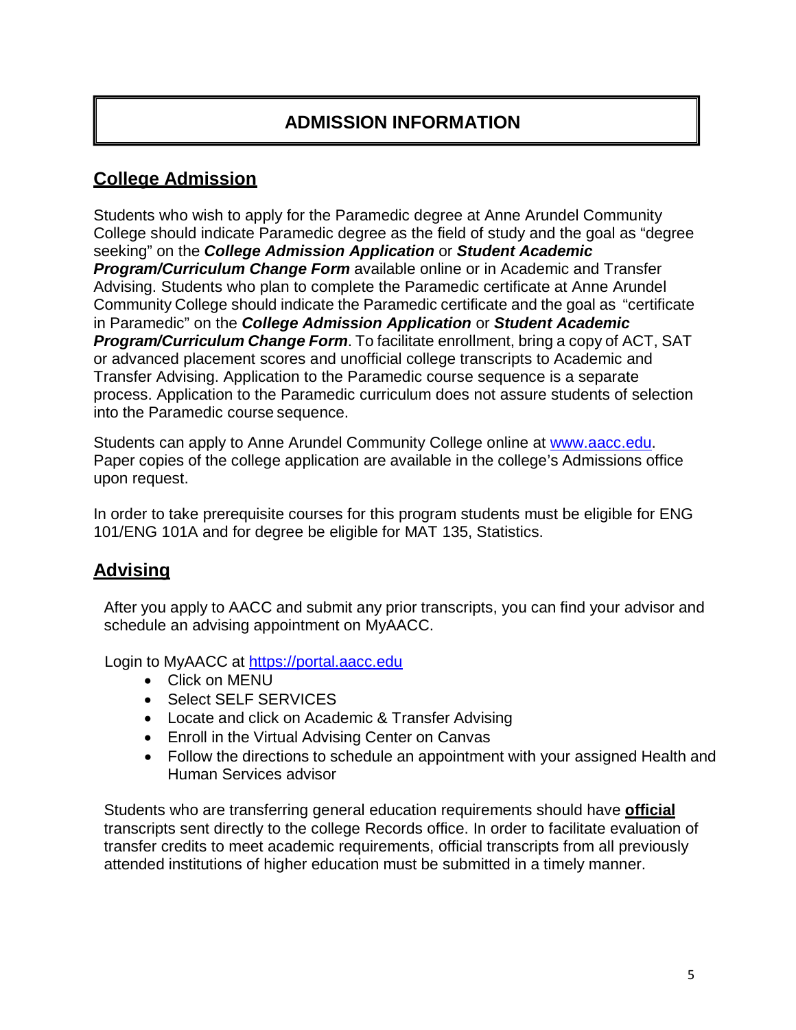# ADMISSION INFORMATION

## College Admission

Students who wish to apply for the Paramedic degree at Anne Arundel Community College should indicate Paramedic degree as the field of study and the goal as "degree seeking" on the ***College Admission Application*** or ***Student Academic Program/Curriculum Change Form*** available online or in Academic and Transfer Advising. Students who plan to complete the Paramedic certificate at Anne Arundel Community College should indicate the Paramedic certificate and the goal as "certificate in Paramedic" on the ***College Admission Application*** or ***Student Academic Program/Curriculum Change Form***. To facilitate enrollment, bring a copy of ACT, SAT or advanced placement scores and unofficial college transcripts to Academic and Transfer Advising. Application to the Paramedic course sequence is a separate process. Application to the Paramedic curriculum does not assure students of selection into the Paramedic course sequence.

Students can apply to Anne Arundel Community College online at [www.aacc.edu](http://www.aacc.edu). Paper copies of the college application are available in the college's Admissions office upon request.

In order to take prerequisite courses for this program students must be eligible for ENG 101/ENG 101A and for degree be eligible for MAT 135, Statistics.

## Advising

After you apply to AACC and submit any prior transcripts, you can find your advisor and schedule an advising appointment on MyAACC.

Login to MyAACC at [https://portal.aacc.edu](https://portal.aacc.edu)

- Click on MENU
- Select SELF SERVICES
- Locate and click on Academic & Transfer Advising
- Enroll in the Virtual Advising Center on Canvas
- Follow the directions to schedule an appointment with your assigned Health and Human Services advisor

Students who are transferring general education requirements should have **official** transcripts sent directly to the college Records office. In order to facilitate evaluation of transfer credits to meet academic requirements, official transcripts from all previously attended institutions of higher education must be submitted in a timely manner.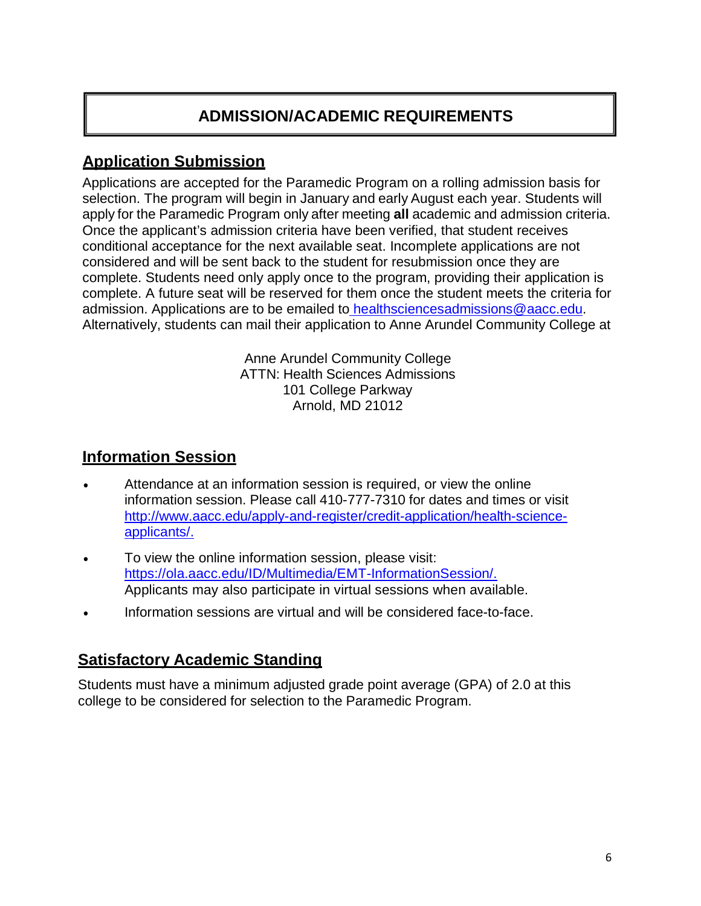# ADMISSION/ACADEMIC REQUIREMENTS

## Application Submission

Applications are accepted for the Paramedic Program on a rolling admission basis for selection. The program will begin in January and early August each year. Students will apply for the Paramedic Program only after meeting **all** academic and admission criteria. Once the applicant's admission criteria have been verified, that student receives conditional acceptance for the next available seat. Incomplete applications are not considered and will be sent back to the student for resubmission once they are complete. Students need only apply once to the program, providing their application is complete. A future seat will be reserved for them once the student meets the criteria for admission. Applications are to be emailed to healthsciencesadmissions@aacc.edu. Alternatively, students can mail their application to Anne Arundel Community College at

Anne Arundel Community College
ATTN: Health Sciences Admissions
101 College Parkway
Arnold, MD 21012

## Information Session

- Attendance at an information session is required, or view the online information session. Please call 410-777-7310 for dates and times or visit http://www.aacc.edu/apply-and-register/credit-application/health-science-applicants/.
- To view the online information session, please visit: https://ola.aacc.edu/ID/Multimedia/EMT-InformationSession/. Applicants may also participate in virtual sessions when available.
- Information sessions are virtual and will be considered face-to-face.

## Satisfactory Academic Standing

Students must have a minimum adjusted grade point average (GPA) of 2.0 at this college to be considered for selection to the Paramedic Program.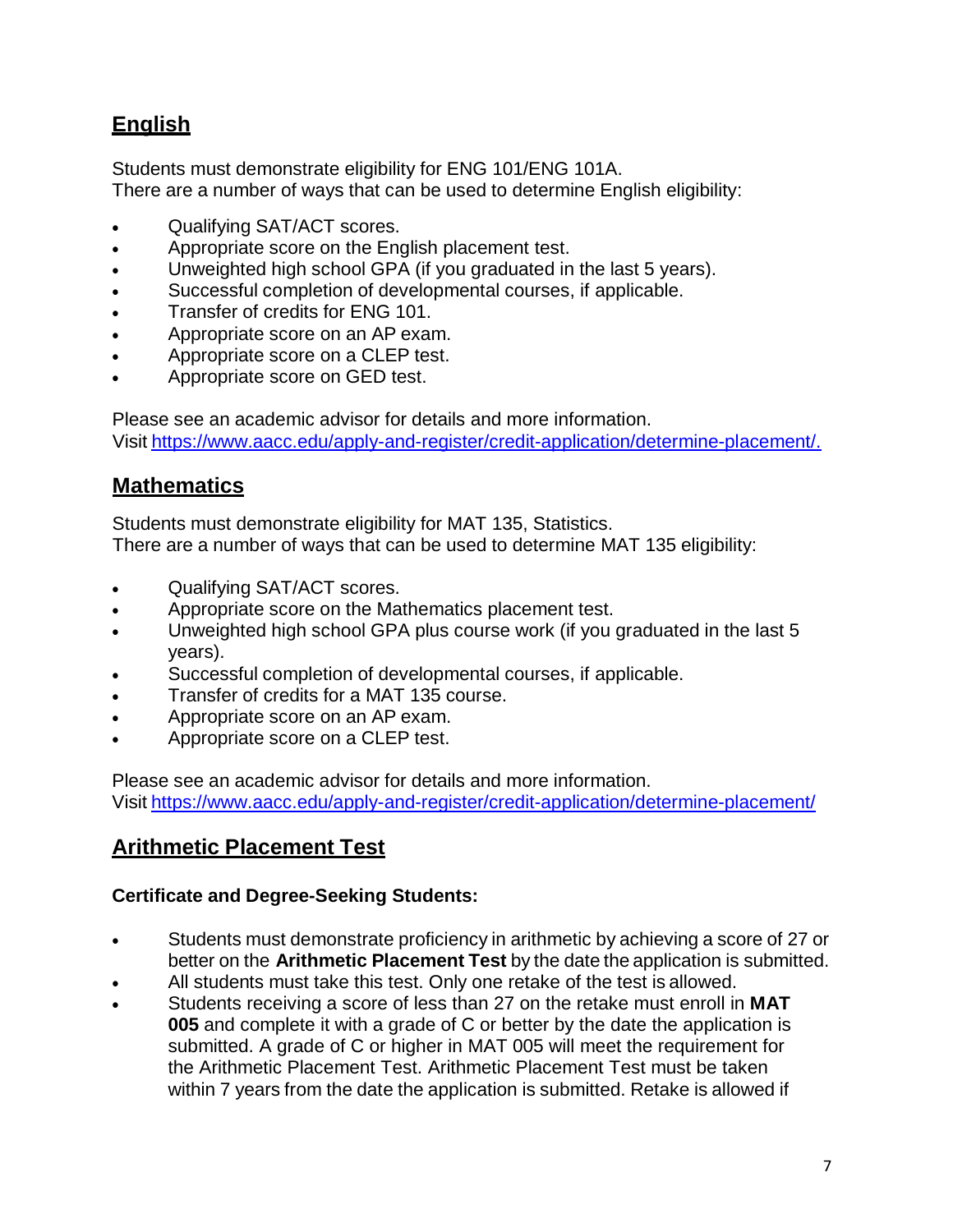## English

Students must demonstrate eligibility for ENG 101/ENG 101A.
There are a number of ways that can be used to determine English eligibility:

- Qualifying SAT/ACT scores.
- Appropriate score on the English placement test.
- Unweighted high school GPA (if you graduated in the last 5 years).
- Successful completion of developmental courses, if applicable.
- Transfer of credits for ENG 101.
- Appropriate score on an AP exam.
- Appropriate score on a CLEP test.
- Appropriate score on GED test.

Please see an academic advisor for details and more information.
Visit https://www.aacc.edu/apply-and-register/credit-application/determine-placement/.

## Mathematics

Students must demonstrate eligibility for MAT 135, Statistics.
There are a number of ways that can be used to determine MAT 135 eligibility:

- Qualifying SAT/ACT scores.
- Appropriate score on the Mathematics placement test.
- Unweighted high school GPA plus course work (if you graduated in the last 5 years).
- Successful completion of developmental courses, if applicable.
- Transfer of credits for a MAT 135 course.
- Appropriate score on an AP exam.
- Appropriate score on a CLEP test.

Please see an academic advisor for details and more information.
Visit https://www.aacc.edu/apply-and-register/credit-application/determine-placement/

## Arithmetic Placement Test

**Certificate and Degree-Seeking Students:**

- Students must demonstrate proficiency in arithmetic by achieving a score of 27 or better on the **Arithmetic Placement Test** by the date the application is submitted.
- All students must take this test. Only one retake of the test is allowed.
- Students receiving a score of less than 27 on the retake must enroll in **MAT 005** and complete it with a grade of C or better by the date the application is submitted. A grade of C or higher in MAT 005 will meet the requirement for the Arithmetic Placement Test. Arithmetic Placement Test must be taken within 7 years from the date the application is submitted. Retake is allowed if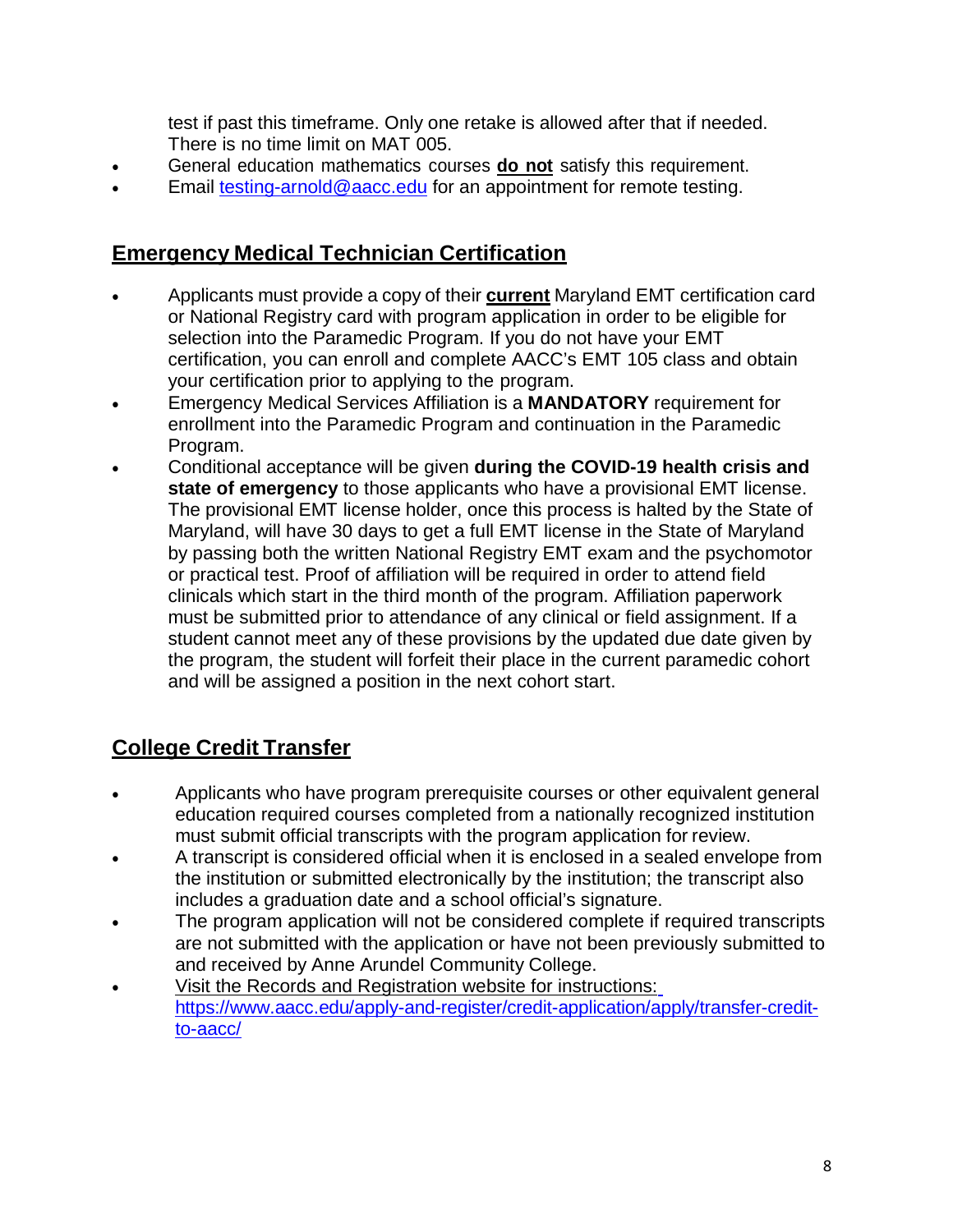test if past this timeframe. Only one retake is allowed after that if needed. There is no time limit on MAT 005.

- General education mathematics courses **do not** satisfy this requirement.
- Email testing-arnold@aacc.edu for an appointment for remote testing.

## Emergency Medical Technician Certification

- Applicants must provide a copy of their **current** Maryland EMT certification card or National Registry card with program application in order to be eligible for selection into the Paramedic Program. If you do not have your EMT certification, you can enroll and complete AACC's EMT 105 class and obtain your certification prior to applying to the program.
- Emergency Medical Services Affiliation is a **MANDATORY** requirement for enrollment into the Paramedic Program and continuation in the Paramedic Program.
- Conditional acceptance will be given **during the COVID-19 health crisis and state of emergency** to those applicants who have a provisional EMT license. The provisional EMT license holder, once this process is halted by the State of Maryland, will have 30 days to get a full EMT license in the State of Maryland by passing both the written National Registry EMT exam and the psychomotor or practical test. Proof of affiliation will be required in order to attend field clinicals which start in the third month of the program. Affiliation paperwork must be submitted prior to attendance of any clinical or field assignment. If a student cannot meet any of these provisions by the updated due date given by the program, the student will forfeit their place in the current paramedic cohort and will be assigned a position in the next cohort start.

## College Credit Transfer

- Applicants who have program prerequisite courses or other equivalent general education required courses completed from a nationally recognized institution must submit official transcripts with the program application for review.
- A transcript is considered official when it is enclosed in a sealed envelope from the institution or submitted electronically by the institution; the transcript also includes a graduation date and a school official's signature.
- The program application will not be considered complete if required transcripts are not submitted with the application or have not been previously submitted to and received by Anne Arundel Community College.
- Visit the Records and Registration website for instructions: https://www.aacc.edu/apply-and-register/credit-application/apply/transfer-credit-to-aacc/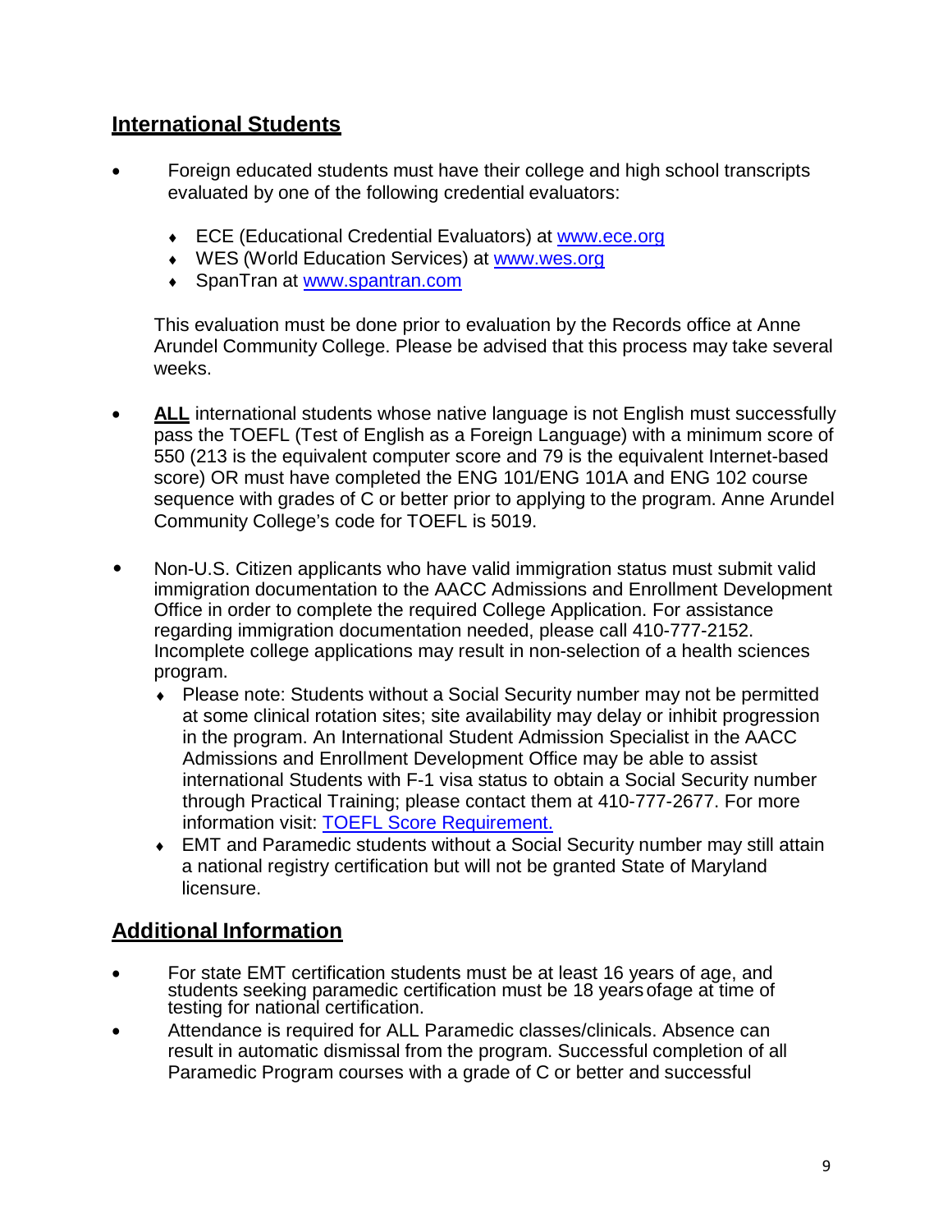## International Students

- Foreign educated students must have their college and high school transcripts evaluated by one of the following credential evaluators:

  - ECE (Educational Credential Evaluators) at [www.ece.org](www.ece.org)
  - WES (World Education Services) at [www.wes.org](www.wes.org)
  - SpanTran at [www.spantran.com](www.spantran.com)

  This evaluation must be done prior to evaluation by the Records office at Anne Arundel Community College. Please be advised that this process may take several weeks.

- **ALL** international students whose native language is not English must successfully pass the TOEFL (Test of English as a Foreign Language) with a minimum score of 550 (213 is the equivalent computer score and 79 is the equivalent Internet-based score) OR must have completed the ENG 101/ENG 101A and ENG 102 course sequence with grades of C or better prior to applying to the program. Anne Arundel Community College's code for TOEFL is 5019.

- Non-U.S. Citizen applicants who have valid immigration status must submit valid immigration documentation to the AACC Admissions and Enrollment Development Office in order to complete the required College Application. For assistance regarding immigration documentation needed, please call 410-777-2152. Incomplete college applications may result in non-selection of a health sciences program.
  - Please note: Students without a Social Security number may not be permitted at some clinical rotation sites; site availability may delay or inhibit progression in the program. An International Student Admission Specialist in the AACC Admissions and Enrollment Development Office may be able to assist international Students with F-1 visa status to obtain a Social Security number through Practical Training; please contact them at 410-777-2677. For more information visit: [TOEFL Score Requirement.]()
  - EMT and Paramedic students without a Social Security number may still attain a national registry certification but will not be granted State of Maryland licensure.

## Additional Information

- For state EMT certification students must be at least 16 years of age, and students seeking paramedic certification must be 18 years of age at time of testing for national certification.
- Attendance is required for ALL Paramedic classes/clinicals. Absence can result in automatic dismissal from the program. Successful completion of all Paramedic Program courses with a grade of C or better and successful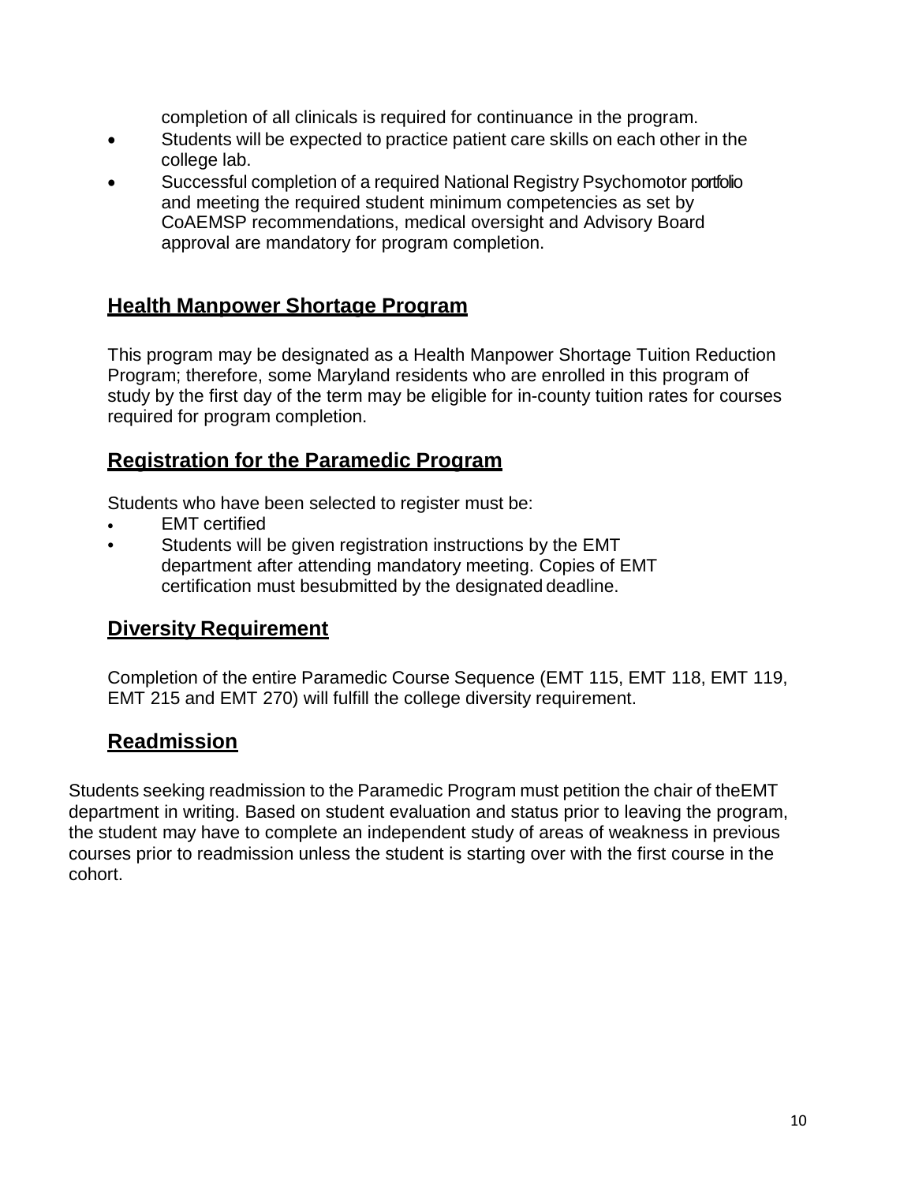completion of all clinicals is required for continuance in the program.

- Students will be expected to practice patient care skills on each other in the college lab.
- Successful completion of a required National Registry Psychomotor portfolio and meeting the required student minimum competencies as set by CoAEMSP recommendations, medical oversight and Advisory Board approval are mandatory for program completion.

## Health Manpower Shortage Program

This program may be designated as a Health Manpower Shortage Tuition Reduction Program; therefore, some Maryland residents who are enrolled in this program of study by the first day of the term may be eligible for in-county tuition rates for courses required for program completion.

## Registration for the Paramedic Program

Students who have been selected to register must be:

- EMT certified
- Students will be given registration instructions by the EMT department after attending mandatory meeting. Copies of EMT certification must besubmitted by the designated deadline.

## Diversity Requirement

Completion of the entire Paramedic Course Sequence (EMT 115, EMT 118, EMT 119, EMT 215 and EMT 270) will fulfill the college diversity requirement.

## Readmission

Students seeking readmission to the Paramedic Program must petition the chair of theEMT department in writing. Based on student evaluation and status prior to leaving the program, the student may have to complete an independent study of areas of weakness in previous courses prior to readmission unless the student is starting over with the first course in the cohort.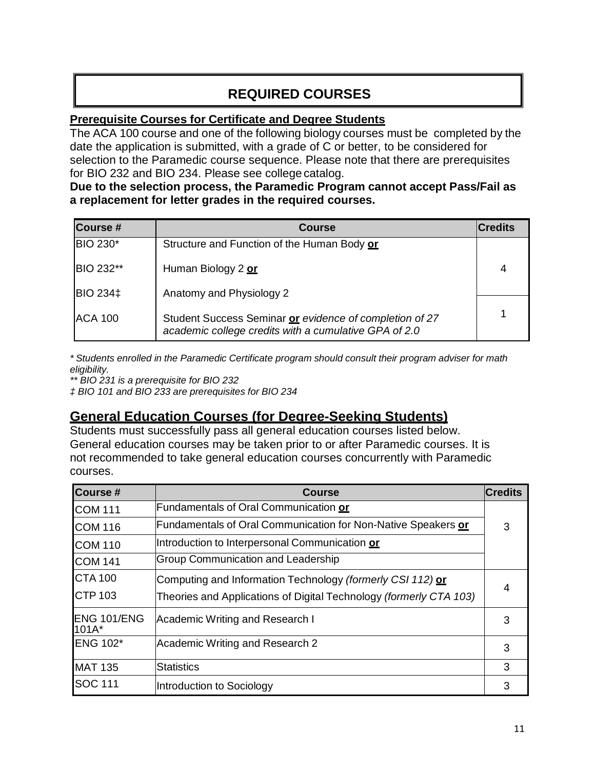# REQUIRED COURSES

## Prerequisite Courses for Certificate and Degree Students

The ACA 100 course and one of the following biology courses must be completed by the date the application is submitted, with a grade of C or better, to be considered for selection to the Paramedic course sequence. Please note that there are prerequisites for BIO 232 and BIO 234. Please see college catalog.

**Due to the selection process, the Paramedic Program cannot accept Pass/Fail as a replacement for letter grades in the required courses.**

| Course # | Course | Credits |
|---|---|---|
| BIO 230* | Structure and Function of the Human Body **or** | 4 |
| BIO 232** | Human Biology 2 **or** | |
| BIO 234‡ | Anatomy and Physiology 2 | |
| ACA 100 | Student Success Seminar **or** *evidence of completion of 27 academic college credits with a cumulative GPA of 2.0* | 1 |

*\* Students enrolled in the Paramedic Certificate program should consult their program adviser for math eligibility.*

*\*\* BIO 231 is a prerequisite for BIO 232*

*‡ BIO 101 and BIO 233 are prerequisites for BIO 234*

## General Education Courses (for Degree-Seeking Students)

Students must successfully pass all general education courses listed below. General education courses may be taken prior to or after Paramedic courses. It is not recommended to take general education courses concurrently with Paramedic courses.

| Course # | Course | Credits |
|---|---|---|
| COM 111 | Fundamentals of Oral Communication **or** | 3 |
| COM 116 | Fundamentals of Oral Communication for Non-Native Speakers **or** | |
| COM 110 | Introduction to Interpersonal Communication **or** | |
| COM 141 | Group Communication and Leadership | |
| CTA 100 | Computing and Information Technology *(formerly CSI 112)* **or** | 4 |
| CTP 103 | Theories and Applications of Digital Technology *(formerly CTA 103)* | |
| ENG 101/ENG 101A* | Academic Writing and Research I | 3 |
| ENG 102* | Academic Writing and Research 2 | 3 |
| MAT 135 | Statistics | 3 |
| SOC 111 | Introduction to Sociology | 3 |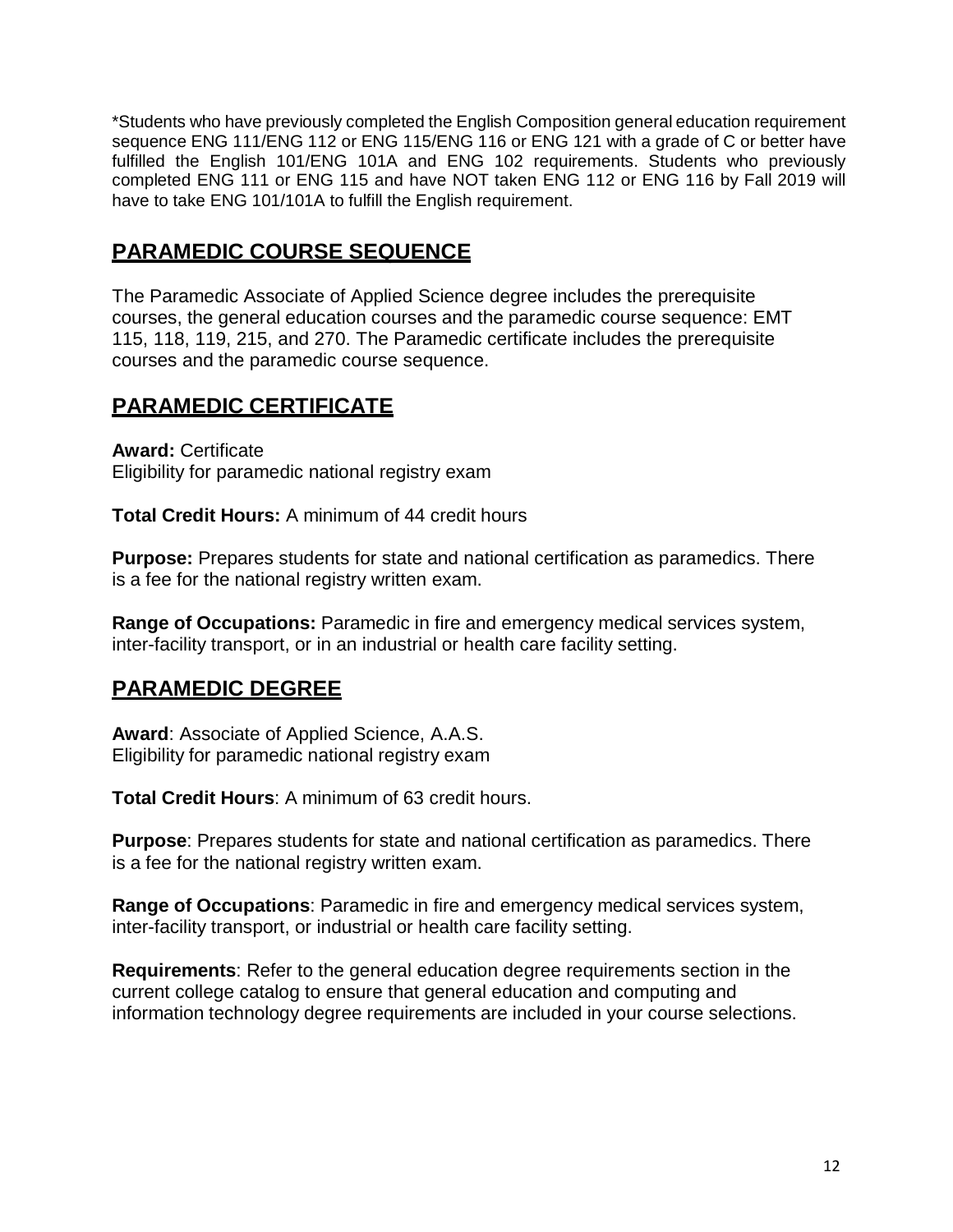*Students who have previously completed the English Composition general education requirement sequence ENG 111/ENG 112 or ENG 115/ENG 116 or ENG 121 with a grade of C or better have fulfilled the English 101/ENG 101A and ENG 102 requirements. Students who previously completed ENG 111 or ENG 115 and have NOT taken ENG 112 or ENG 116 by Fall 2019 will have to take ENG 101/101A to fulfill the English requirement.

## PARAMEDIC COURSE SEQUENCE

The Paramedic Associate of Applied Science degree includes the prerequisite courses, the general education courses and the paramedic course sequence: EMT 115, 118, 119, 215, and 270. The Paramedic certificate includes the prerequisite courses and the paramedic course sequence.

## PARAMEDIC CERTIFICATE

**Award:** Certificate
Eligibility for paramedic national registry exam

**Total Credit Hours:** A minimum of 44 credit hours

**Purpose:** Prepares students for state and national certification as paramedics. There is a fee for the national registry written exam.

**Range of Occupations:** Paramedic in fire and emergency medical services system, inter-facility transport, or in an industrial or health care facility setting.

## PARAMEDIC DEGREE

**Award**: Associate of Applied Science, A.A.S.
Eligibility for paramedic national registry exam

**Total Credit Hours**: A minimum of 63 credit hours.

**Purpose**: Prepares students for state and national certification as paramedics. There is a fee for the national registry written exam.

**Range of Occupations**: Paramedic in fire and emergency medical services system, inter-facility transport, or industrial or health care facility setting.

**Requirements**: Refer to the general education degree requirements section in the current college catalog to ensure that general education and computing and information technology degree requirements are included in your course selections.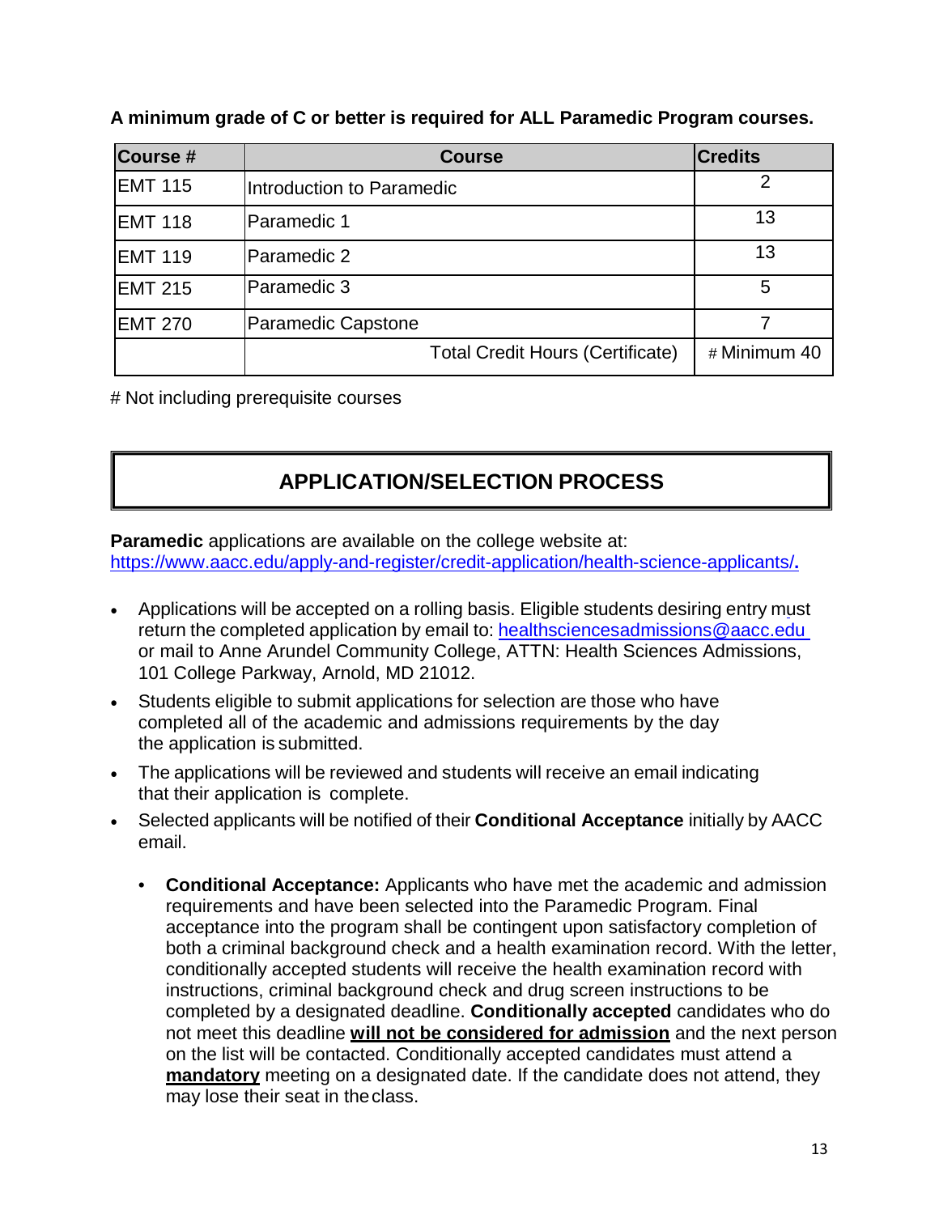**A minimum grade of C or better is required for ALL Paramedic Program courses.**

| Course # | Course | Credits |
|---|---|---|
| EMT 115 | Introduction to Paramedic | 2 |
| EMT 118 | Paramedic 1 | 13 |
| EMT 119 | Paramedic 2 | 13 |
| EMT 215 | Paramedic 3 | 5 |
| EMT 270 | Paramedic Capstone | 7 |
| | Total Credit Hours (Certificate) | # Minimum 40 |

# Not including prerequisite courses

## APPLICATION/SELECTION PROCESS

**Paramedic** applications are available on the college website at: https://www.aacc.edu/apply-and-register/credit-application/health-science-applicants/.

- Applications will be accepted on a rolling basis. Eligible students desiring entry must return the completed application by email to: healthsciencesadmissions@aacc.edu or mail to Anne Arundel Community College, ATTN: Health Sciences Admissions, 101 College Parkway, Arnold, MD 21012.
- Students eligible to submit applications for selection are those who have completed all of the academic and admissions requirements by the day the application is submitted.
- The applications will be reviewed and students will receive an email indicating that their application is complete.
- Selected applicants will be notified of their **Conditional Acceptance** initially by AACC email.
  - **Conditional Acceptance:** Applicants who have met the academic and admission requirements and have been selected into the Paramedic Program. Final acceptance into the program shall be contingent upon satisfactory completion of both a criminal background check and a health examination record. With the letter, conditionally accepted students will receive the health examination record with instructions, criminal background check and drug screen instructions to be completed by a designated deadline. **Conditionally accepted** candidates who do not meet this deadline **will not be considered for admission** and the next person on the list will be contacted. Conditionally accepted candidates must attend a **mandatory** meeting on a designated date. If the candidate does not attend, they may lose their seat in the class.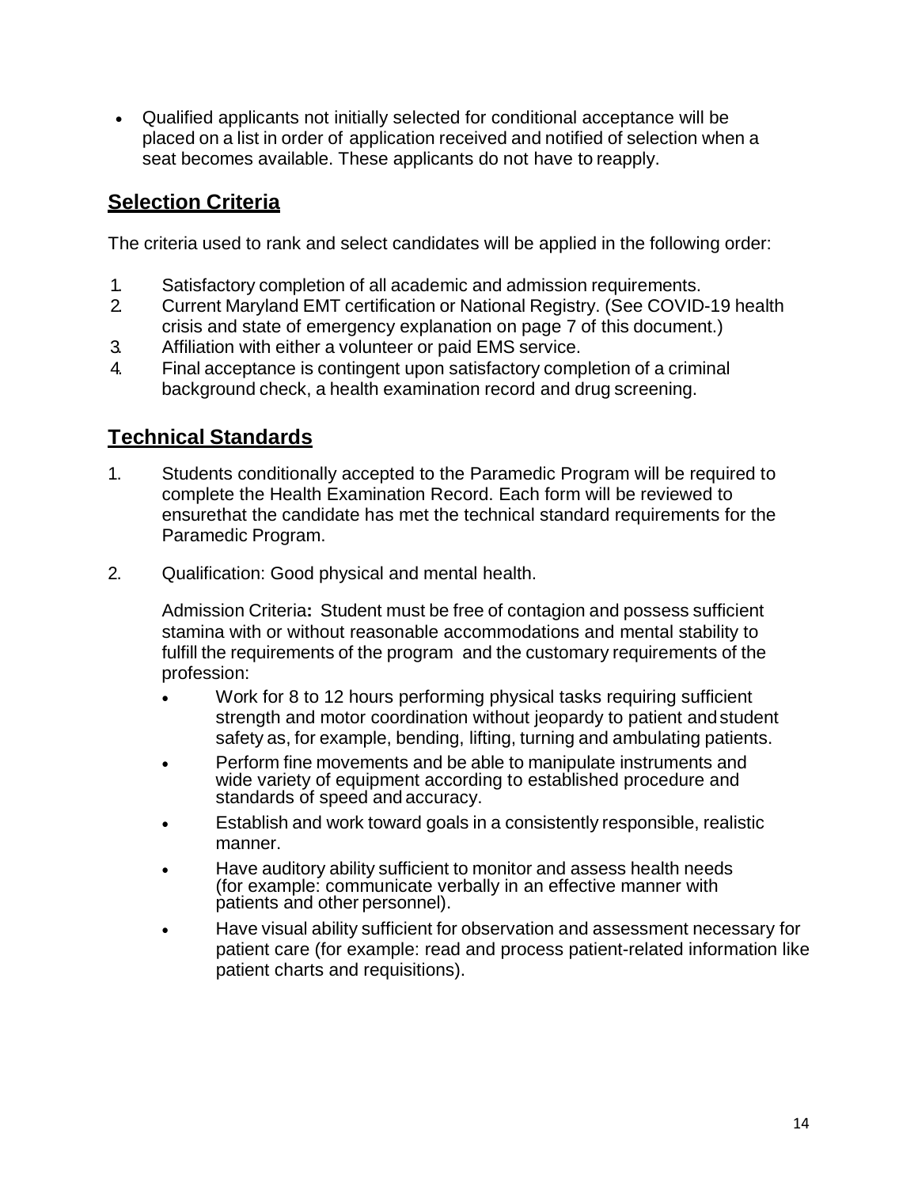- Qualified applicants not initially selected for conditional acceptance will be placed on a list in order of application received and notified of selection when a seat becomes available. These applicants do not have to reapply.

## Selection Criteria

The criteria used to rank and select candidates will be applied in the following order:

1. Satisfactory completion of all academic and admission requirements.
2. Current Maryland EMT certification or National Registry. (See COVID-19 health crisis and state of emergency explanation on page 7 of this document.)
3. Affiliation with either a volunteer or paid EMS service.
4. Final acceptance is contingent upon satisfactory completion of a criminal background check, a health examination record and drug screening.

## Technical Standards

1. Students conditionally accepted to the Paramedic Program will be required to complete the Health Examination Record. Each form will be reviewed to ensurethat the candidate has met the technical standard requirements for the Paramedic Program.

2. Qualification: Good physical and mental health.

   Admission Criteria**:** Student must be free of contagion and possess sufficient stamina with or without reasonable accommodations and mental stability to fulfill the requirements of the program and the customary requirements of the profession:

   - Work for 8 to 12 hours performing physical tasks requiring sufficient strength and motor coordination without jeopardy to patient and student safety as, for example, bending, lifting, turning and ambulating patients.
   - Perform fine movements and be able to manipulate instruments and wide variety of equipment according to established procedure and standards of speed and accuracy.
   - Establish and work toward goals in a consistently responsible, realistic manner.
   - Have auditory ability sufficient to monitor and assess health needs (for example: communicate verbally in an effective manner with patients and other personnel).
   - Have visual ability sufficient for observation and assessment necessary for patient care (for example: read and process patient-related information like patient charts and requisitions).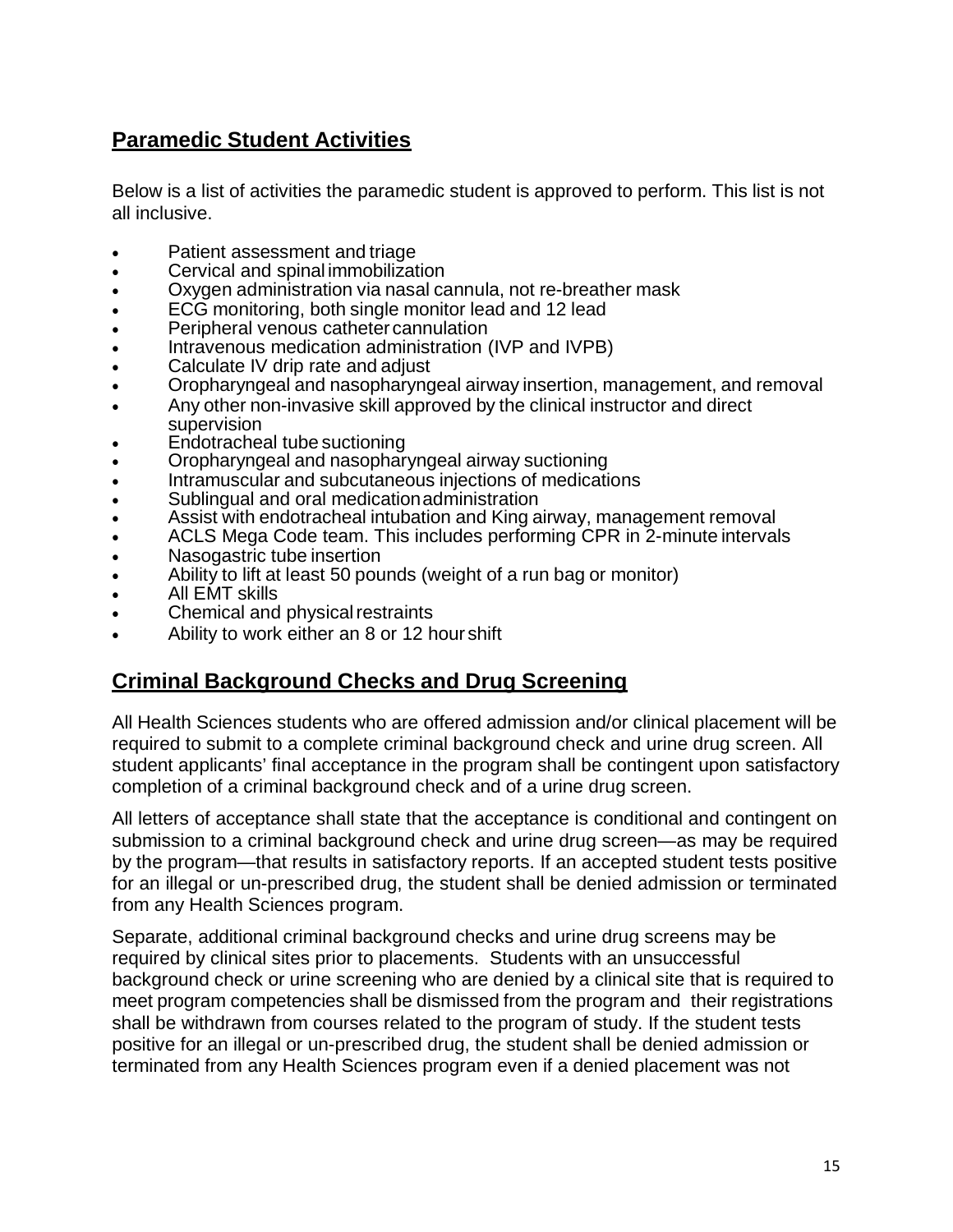## Paramedic Student Activities

Below is a list of activities the paramedic student is approved to perform. This list is not all inclusive.

- Patient assessment and triage
- Cervical and spinal immobilization
- Oxygen administration via nasal cannula, not re-breather mask
- ECG monitoring, both single monitor lead and 12 lead
- Peripheral venous catheter cannulation
- Intravenous medication administration (IVP and IVPB)
- Calculate IV drip rate and adjust
- Oropharyngeal and nasopharyngeal airway insertion, management, and removal
- Any other non-invasive skill approved by the clinical instructor and direct supervision
- Endotracheal tube suctioning
- Oropharyngeal and nasopharyngeal airway suctioning
- Intramuscular and subcutaneous injections of medications
- Sublingual and oral medication administration
- Assist with endotracheal intubation and King airway, management removal
- ACLS Mega Code team. This includes performing CPR in 2-minute intervals
- Nasogastric tube insertion
- Ability to lift at least 50 pounds (weight of a run bag or monitor)
- All EMT skills
- Chemical and physical restraints
- Ability to work either an 8 or 12 hour shift

## Criminal Background Checks and Drug Screening

All Health Sciences students who are offered admission and/or clinical placement will be required to submit to a complete criminal background check and urine drug screen. All student applicants' final acceptance in the program shall be contingent upon satisfactory completion of a criminal background check and of a urine drug screen.

All letters of acceptance shall state that the acceptance is conditional and contingent on submission to a criminal background check and urine drug screen—as may be required by the program—that results in satisfactory reports. If an accepted student tests positive for an illegal or un-prescribed drug, the student shall be denied admission or terminated from any Health Sciences program.

Separate, additional criminal background checks and urine drug screens may be required by clinical sites prior to placements. Students with an unsuccessful background check or urine screening who are denied by a clinical site that is required to meet program competencies shall be dismissed from the program and their registrations shall be withdrawn from courses related to the program of study. If the student tests positive for an illegal or un-prescribed drug, the student shall be denied admission or terminated from any Health Sciences program even if a denied placement was not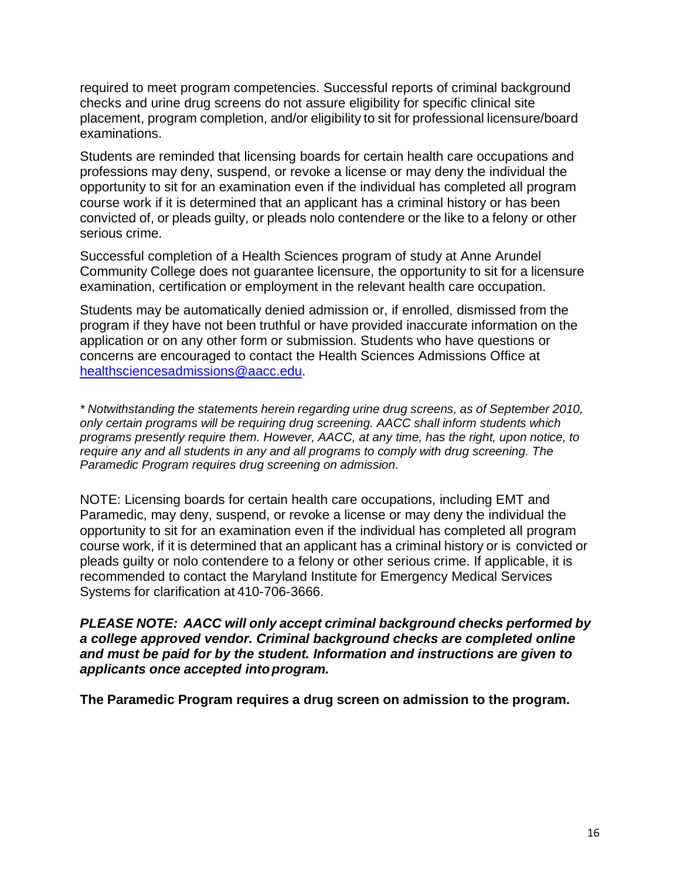required to meet program competencies. Successful reports of criminal background checks and urine drug screens do not assure eligibility for specific clinical site placement, program completion, and/or eligibility to sit for professional licensure/board examinations.

Students are reminded that licensing boards for certain health care occupations and professions may deny, suspend, or revoke a license or may deny the individual the opportunity to sit for an examination even if the individual has completed all program course work if it is determined that an applicant has a criminal history or has been convicted of, or pleads guilty, or pleads nolo contendere or the like to a felony or other serious crime.

Successful completion of a Health Sciences program of study at Anne Arundel Community College does not guarantee licensure, the opportunity to sit for a licensure examination, certification or employment in the relevant health care occupation.

Students may be automatically denied admission or, if enrolled, dismissed from the program if they have not been truthful or have provided inaccurate information on the application or on any other form or submission. Students who have questions or concerns are encouraged to contact the Health Sciences Admissions Office at [healthsciencesadmissions@aacc.edu](mailto:healthsciencesadmissions@aacc.edu).

*\* Notwithstanding the statements herein regarding urine drug screens, as of September 2010, only certain programs will be requiring drug screening. AACC shall inform students which programs presently require them. However, AACC, at any time, has the right, upon notice, to require any and all students in any and all programs to comply with drug screening. The Paramedic Program requires drug screening on admission.*

NOTE: Licensing boards for certain health care occupations, including EMT and Paramedic, may deny, suspend, or revoke a license or may deny the individual the opportunity to sit for an examination even if the individual has completed all program course work, if it is determined that an applicant has a criminal history or is convicted or pleads guilty or nolo contendere to a felony or other serious crime. If applicable, it is recommended to contact the Maryland Institute for Emergency Medical Services Systems for clarification at 410-706-3666.

***PLEASE NOTE: AACC will only accept criminal background checks performed by a college approved vendor. Criminal background checks are completed online and must be paid for by the student. Information and instructions are given to applicants once accepted into program.***

**The Paramedic Program requires a drug screen on admission to the program.**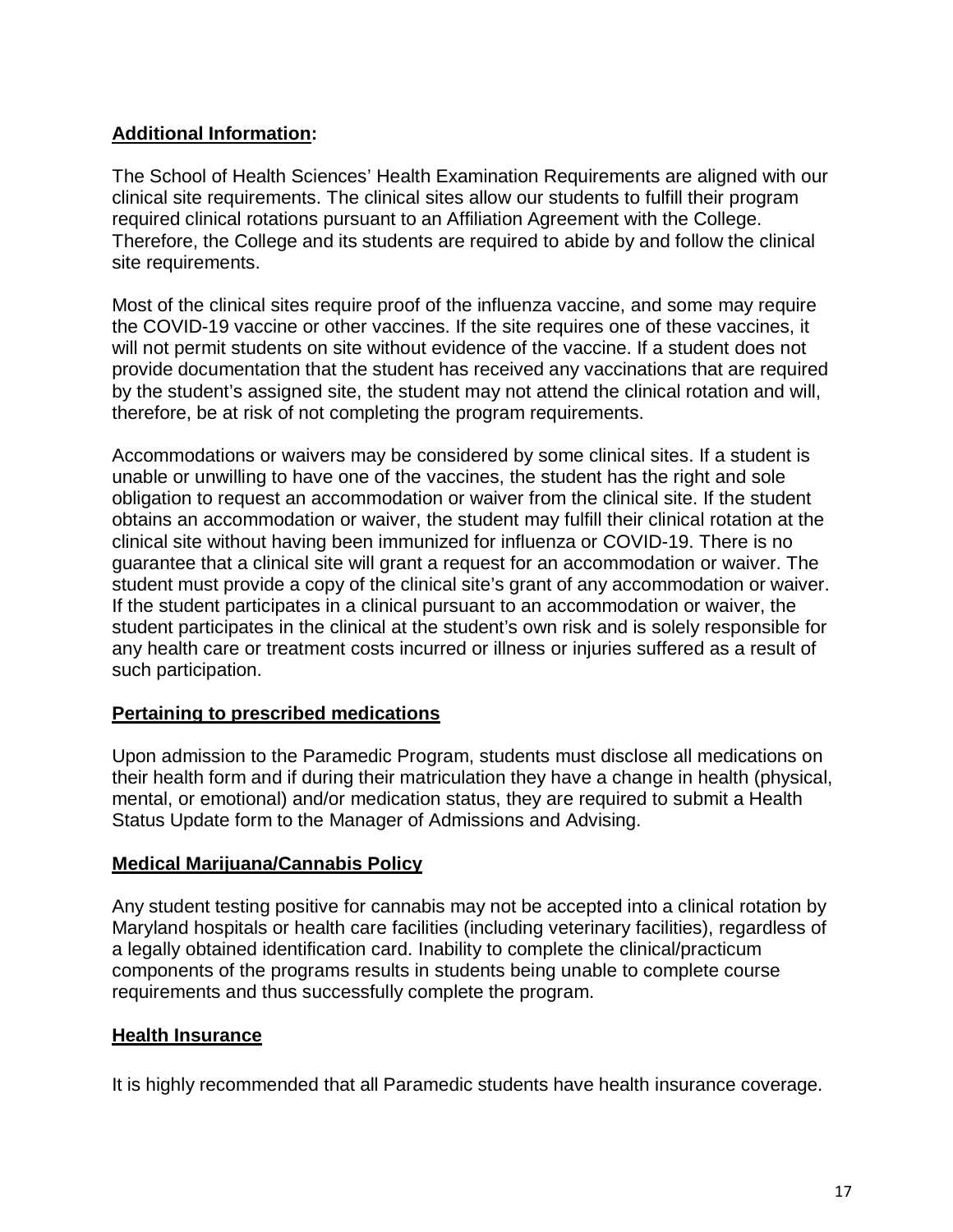**Additional Information:**

The School of Health Sciences' Health Examination Requirements are aligned with our clinical site requirements. The clinical sites allow our students to fulfill their program required clinical rotations pursuant to an Affiliation Agreement with the College. Therefore, the College and its students are required to abide by and follow the clinical site requirements.

Most of the clinical sites require proof of the influenza vaccine, and some may require the COVID-19 vaccine or other vaccines. If the site requires one of these vaccines, it will not permit students on site without evidence of the vaccine. If a student does not provide documentation that the student has received any vaccinations that are required by the student's assigned site, the student may not attend the clinical rotation and will, therefore, be at risk of not completing the program requirements.

Accommodations or waivers may be considered by some clinical sites. If a student is unable or unwilling to have one of the vaccines, the student has the right and sole obligation to request an accommodation or waiver from the clinical site. If the student obtains an accommodation or waiver, the student may fulfill their clinical rotation at the clinical site without having been immunized for influenza or COVID-19. There is no guarantee that a clinical site will grant a request for an accommodation or waiver. The student must provide a copy of the clinical site's grant of any accommodation or waiver. If the student participates in a clinical pursuant to an accommodation or waiver, the student participates in the clinical at the student's own risk and is solely responsible for any health care or treatment costs incurred or illness or injuries suffered as a result of such participation.

**Pertaining to prescribed medications**

Upon admission to the Paramedic Program, students must disclose all medications on their health form and if during their matriculation they have a change in health (physical, mental, or emotional) and/or medication status, they are required to submit a Health Status Update form to the Manager of Admissions and Advising.

**Medical Marijuana/Cannabis Policy**

Any student testing positive for cannabis may not be accepted into a clinical rotation by Maryland hospitals or health care facilities (including veterinary facilities), regardless of a legally obtained identification card. Inability to complete the clinical/practicum components of the programs results in students being unable to complete course requirements and thus successfully complete the program.

**Health Insurance**

It is highly recommended that all Paramedic students have health insurance coverage.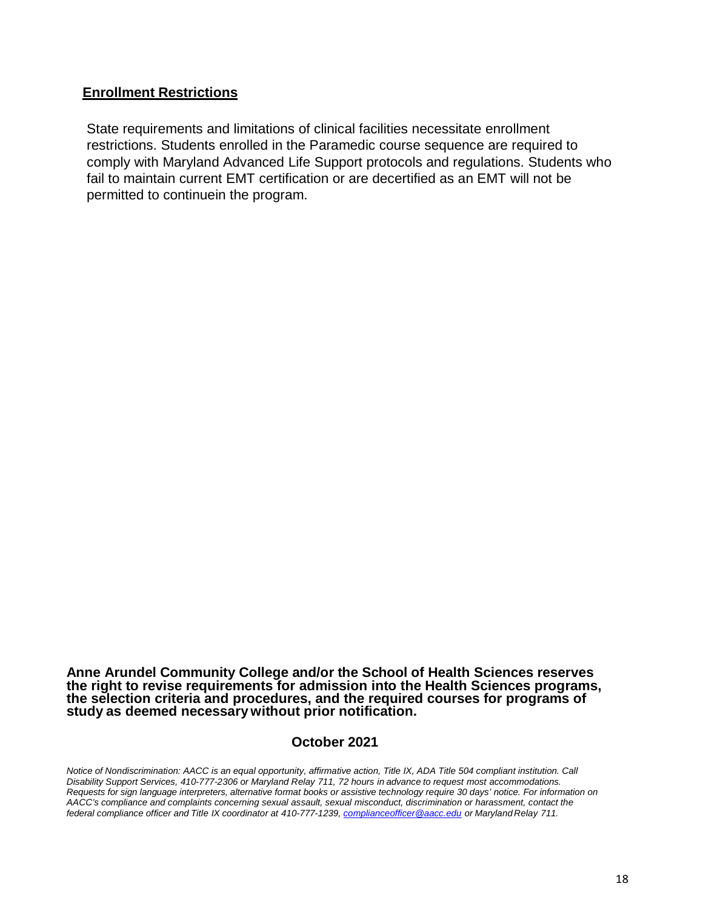## Enrollment Restrictions

State requirements and limitations of clinical facilities necessitate enrollment restrictions. Students enrolled in the Paramedic course sequence are required to comply with Maryland Advanced Life Support protocols and regulations. Students who fail to maintain current EMT certification or are decertified as an EMT will not be permitted to continuein the program.

**Anne Arundel Community College and/or the School of Health Sciences reserves the right to revise requirements for admission into the Health Sciences programs, the selection criteria and procedures, and the required courses for programs of study as deemed necessary without prior notification.**

**October 2021**

*Notice of Nondiscrimination: AACC is an equal opportunity, affirmative action, Title IX, ADA Title 504 compliant institution. Call Disability Support Services, 410-777-2306 or Maryland Relay 711, 72 hours in advance to request most accommodations. Requests for sign language interpreters, alternative format books or assistive technology require 30 days' notice. For information on AACC's compliance and complaints concerning sexual assault, sexual misconduct, discrimination or harassment, contact the federal compliance officer and Title IX coordinator at 410-777-1239, complianceofficer@aacc.edu or Maryland Relay 711.*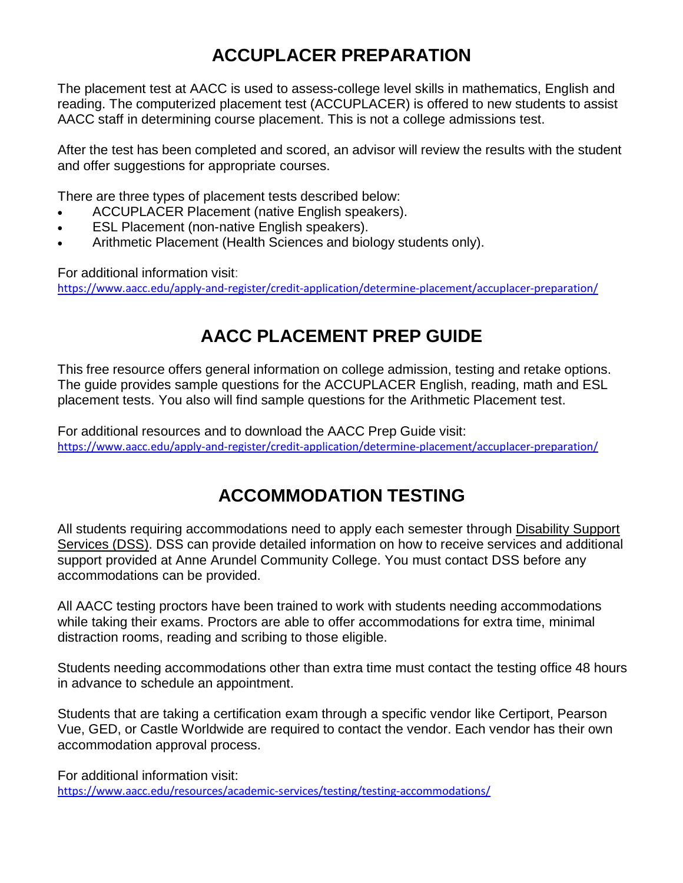# ACCUPLACER PREPARATION

The placement test at AACC is used to assess-college level skills in mathematics, English and reading. The computerized placement test (ACCUPLACER) is offered to new students to assist AACC staff in determining course placement. This is not a college admissions test.

After the test has been completed and scored, an advisor will review the results with the student and offer suggestions for appropriate courses.

There are three types of placement tests described below:

- ACCUPLACER Placement (native English speakers).
- ESL Placement (non-native English speakers).
- Arithmetic Placement (Health Sciences and biology students only).

For additional information visit:
https://www.aacc.edu/apply-and-register/credit-application/determine-placement/accuplacer-preparation/

# AACC PLACEMENT PREP GUIDE

This free resource offers general information on college admission, testing and retake options. The guide provides sample questions for the ACCUPLACER English, reading, math and ESL placement tests. You also will find sample questions for the Arithmetic Placement test.

For additional resources and to download the AACC Prep Guide visit:
https://www.aacc.edu/apply-and-register/credit-application/determine-placement/accuplacer-preparation/

# ACCOMMODATION TESTING

All students requiring accommodations need to apply each semester through Disability Support Services (DSS). DSS can provide detailed information on how to receive services and additional support provided at Anne Arundel Community College. You must contact DSS before any accommodations can be provided.

All AACC testing proctors have been trained to work with students needing accommodations while taking their exams. Proctors are able to offer accommodations for extra time, minimal distraction rooms, reading and scribing to those eligible.

Students needing accommodations other than extra time must contact the testing office 48 hours in advance to schedule an appointment.

Students that are taking a certification exam through a specific vendor like Certiport, Pearson Vue, GED, or Castle Worldwide are required to contact the vendor. Each vendor has their own accommodation approval process.

For additional information visit:
https://www.aacc.edu/resources/academic-services/testing/testing-accommodations/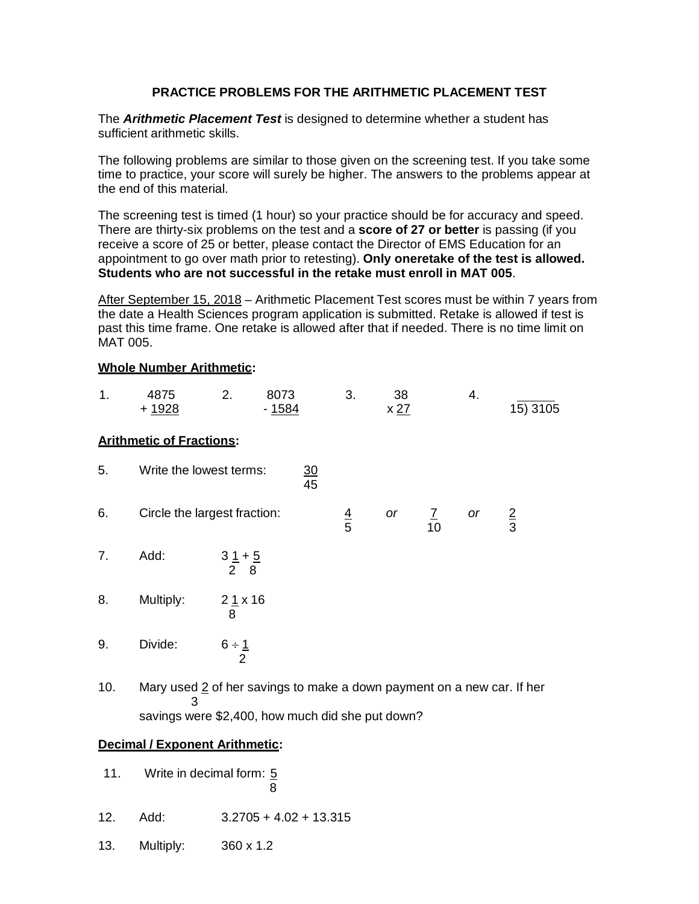# PRACTICE PROBLEMS FOR THE ARITHMETIC PLACEMENT TEST

The ***Arithmetic Placement Test*** is designed to determine whether a student has sufficient arithmetic skills.

The following problems are similar to those given on the screening test. If you take some time to practice, your score will surely be higher. The answers to the problems appear at the end of this material.

The screening test is timed (1 hour) so your practice should be for accuracy and speed. There are thirty-six problems on the test and a **score of 27 or better** is passing (if you receive a score of 25 or better, please contact the Director of EMS Education for an appointment to go over math prior to retesting). **Only oneretake of the test is allowed. Students who are not successful in the retake must enroll in MAT 005**.

After September 15, 2018 – Arithmetic Placement Test scores must be within 7 years from the date a Health Sciences program application is submitted. Retake is allowed if test is past this time frame. One retake is allowed after that if needed. There is no time limit on MAT 005.

**Whole Number Arithmetic:**

1. $4875 + 1928$
2. $8073 - 1584$
3. $38 \times 27$
4. $15\overline{)3105}$

**Arithmetic of Fractions:**

5. Write the lowest terms: $\frac{30}{45}$

6. Circle the largest fraction: $\frac{4}{5}$ *or* $\frac{7}{10}$ *or* $\frac{2}{3}$

7. Add: $3\frac{1}{2} + \frac{5}{8}$

8. Multiply: $2\frac{1}{8} \times 16$

9. Divide: $6 \div \frac{1}{2}$

10. Mary used $\frac{2}{3}$ of her savings to make a down payment on a new car. If her savings were $2,400, how much did she put down?

**Decimal / Exponent Arithmetic:**

11. Write in decimal form: $\frac{5}{8}$

12. Add: 3.2705 + 4.02 + 13.315

13. Multiply: 360 x 1.2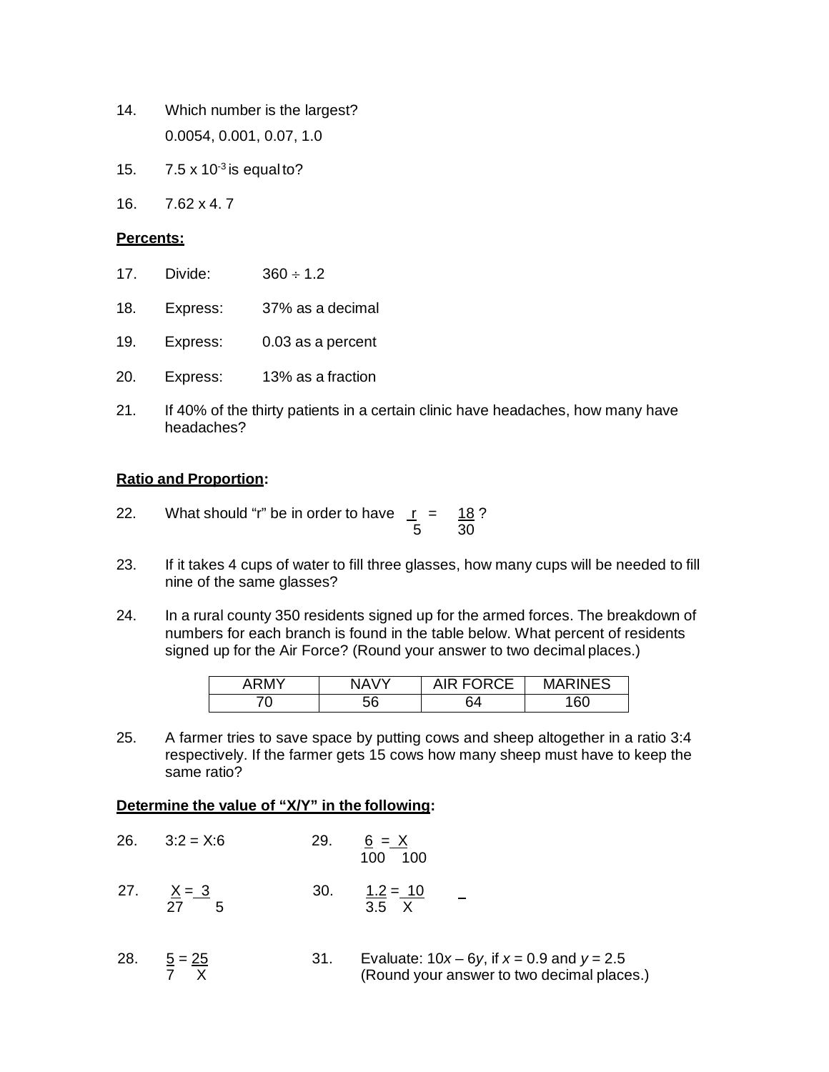14. Which number is the largest?

    0.0054, 0.001, 0.07, 1.0

15. $7.5 \times 10^{-3}$ is equal to?

16. 7.62 x 4. 7

**Percents:**

17. Divide: $360 \div 1.2$

18. Express: 37% as a decimal

19. Express: 0.03 as a percent

20. Express: 13% as a fraction

21. If 40% of the thirty patients in a certain clinic have headaches, how many have headaches?

**Ratio and Proportion:**

22. What should "r" be in order to have $\frac{r}{5} = \frac{18}{30}$ ?

23. If it takes 4 cups of water to fill three glasses, how many cups will be needed to fill nine of the same glasses?

24. In a rural county 350 residents signed up for the armed forces. The breakdown of numbers for each branch is found in the table below. What percent of residents signed up for the Air Force? (Round your answer to two decimal places.)

| ARMY | NAVY | AIR FORCE | MARINES |
|---|---|---|---|
| 70 | 56 | 64 | 160 |

25. A farmer tries to save space by putting cows and sheep altogether in a ratio 3:4 respectively. If the farmer gets 15 cows how many sheep must have to keep the same ratio?

**Determine the value of "X/Y" in the following:**

26. $3:2 = X:6$

27. $\frac{X}{27} = \frac{3}{5}$

28. $\frac{5}{7} = \frac{25}{X}$

29. $\frac{6}{100} = \frac{X}{100}$

30. $\frac{1.2}{3.5} = \frac{10}{X}$

31. Evaluate: $10x - 6y$, if $x = 0.9$ and $y = 2.5$ (Round your answer to two decimal places.)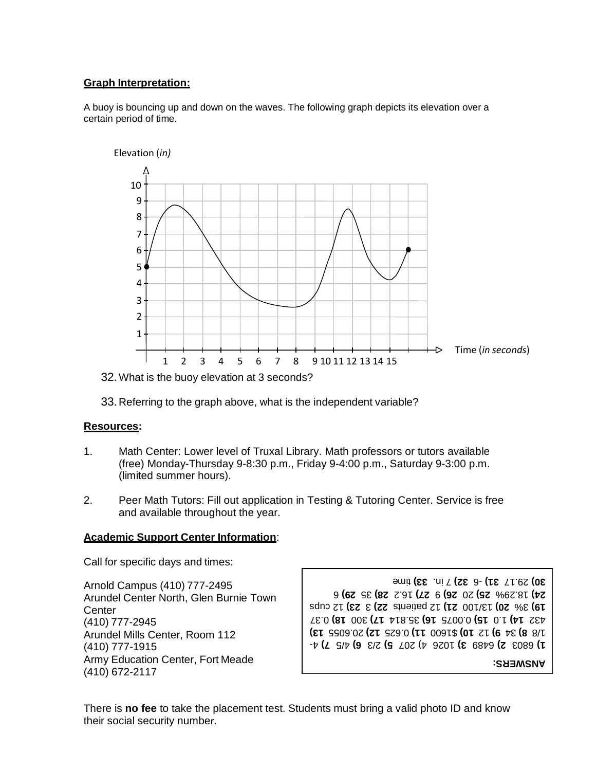**Graph Interpretation:**

A buoy is bouncing up and down on the waves. The following graph depicts its elevation over a certain period of time.

32. What is the buoy elevation at 3 seconds?

33. Referring to the graph above, what is the independent variable?

**Resources:**

1. Math Center: Lower level of Truxal Library. Math professors or tutors available (free) Monday-Thursday 9-8:30 p.m., Friday 9-4:00 p.m., Saturday 9-3:00 p.m. (limited summer hours).

2. Peer Math Tutors: Fill out application in Testing & Tutoring Center. Service is free and available throughout the year.

**Academic Support Center Information**:

Call for specific days and times:

Arnold Campus (410) 777-2495
Arundel Center North, Glen Burnie Town Center
(410) 777-2945
Arundel Mills Center, Room 112
(410) 777-1915
Army Education Center, Fort Meade
(410) 672-2117

**ANSWERS:**
**1)** 6803 **2)** 6489 **3)** 1026 **4)** 207 **5)** 2/3 **6)** 4/5 **7)** 4-1/8 **8)** 34 **9)** 12 **10)** $1600 **11)** 0.625 **12)** 20.6055 **13)** 432 **14)** 1.0 **15)** 0.0075 **16)** 35.814 **17)** 300 **18)** 0.37 **19)** 3% **20)** 13/100 **21)** 12 patients **22)** 3 **23)** 12 cups **24)** 18.29% **25)** 20 **26)** 9 **27)** 16.2 **28)** 35 **29)** 6 **30)** 29.17 **31)** -6 **32)** 7 in. **33)** time

There is **no fee** to take the placement test. Students must bring a valid photo ID and know their social security number.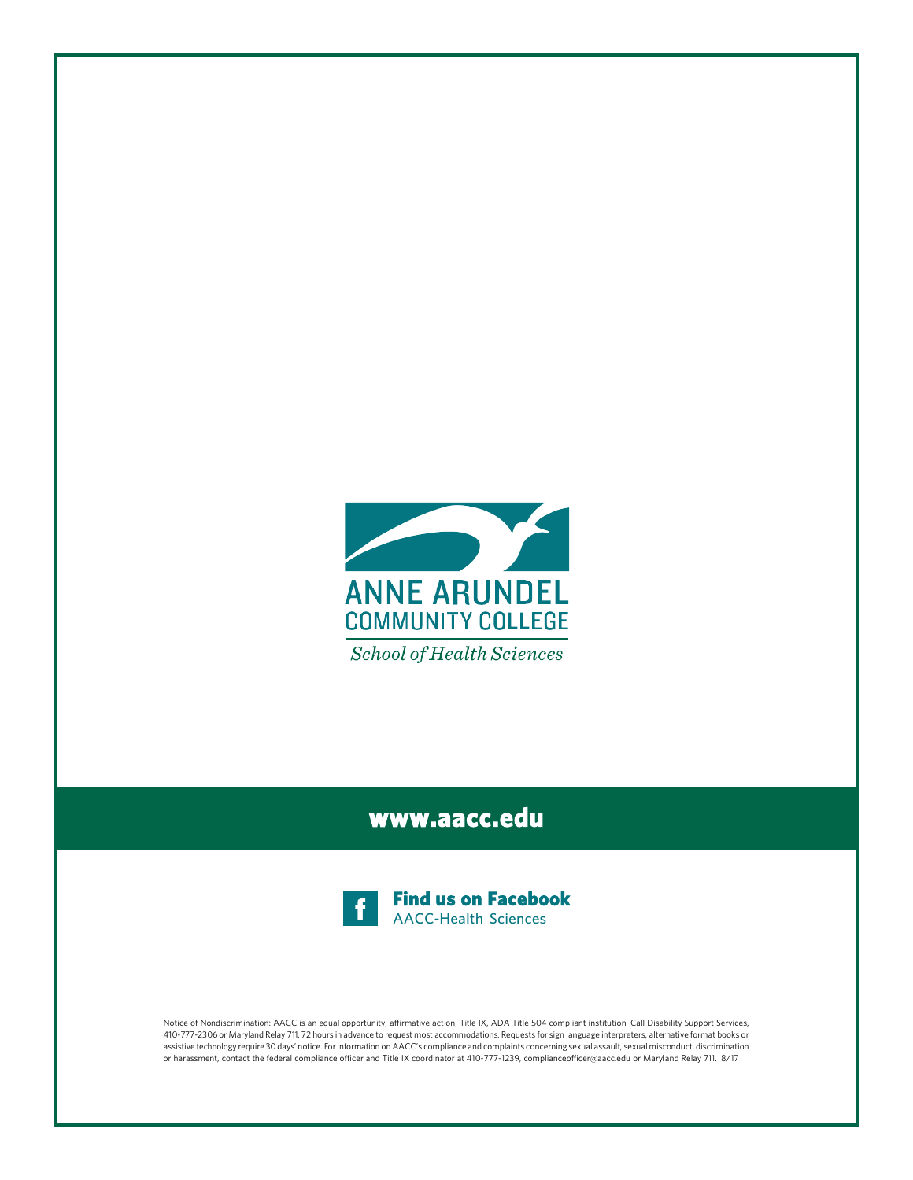ANNE ARUNDEL
COMMUNITY COLLEGE

*School of Health Sciences*

**www.aacc.edu**

**Find us on Facebook**
AACC-Health Sciences

Notice of Nondiscrimination: AACC is an equal opportunity, affirmative action, Title IX, ADA Title 504 compliant institution. Call Disability Support Services, 410-777-2306 or Maryland Relay 711, 72 hours in advance to request most accommodations. Requests for sign language interpreters, alternative format books or assistive technology require 30 days' notice. For information on AACC's compliance and complaints concerning sexual assault, sexual misconduct, discrimination or harassment, contact the federal compliance officer and Title IX coordinator at 410-777-1239, complianceofficer@aacc.edu or Maryland Relay 711. 8/17